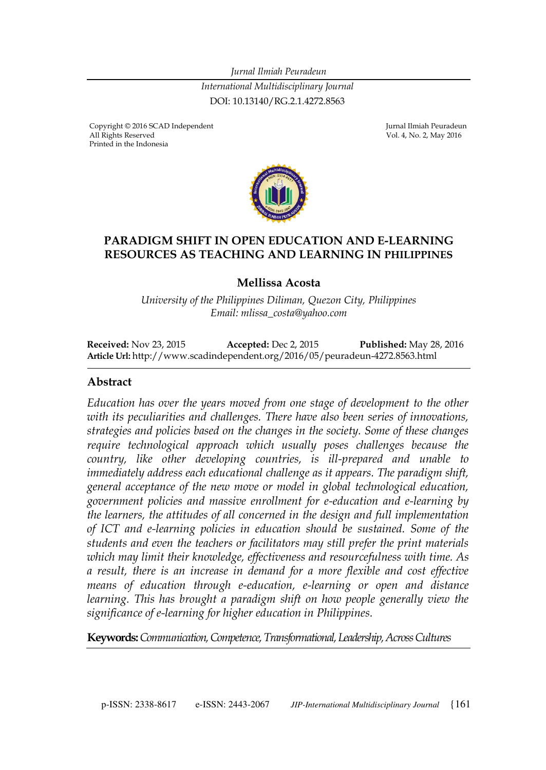*Jurnal Ilmiah Peuradeun*

*International Multidisciplinary Journal*

DOI: 10.13140/RG.2.1.4272.8563

Copyright © 2016 SCAD Independent
All Rights Reserved
Printed in the Indonesia

Jurnal Ilmiah Peuradeun
Vol. 4, No. 2, May 2016

# PARADIGM SHIFT IN OPEN EDUCATION AND E-LEARNING RESOURCES AS TEACHING AND LEARNING IN PHILIPPINES

**Mellissa Acosta**

*University of the Philippines Diliman, Quezon City, Philippines*
*Email: mlissa_costa@yahoo.com*

**Received:** Nov 23, 2015 **Accepted:** Dec 2, 2015 **Published:** May 28, 2016
**Article Url:** http://www.scadindependent.org/2016/05/peuradeun-4272.8563.html

## Abstract

*Education has over the years moved from one stage of development to the other with its peculiarities and challenges. There have also been series of innovations, strategies and policies based on the changes in the society. Some of these changes require technological approach which usually poses challenges because the country, like other developing countries, is ill-prepared and unable to immediately address each educational challenge as it appears. The paradigm shift, general acceptance of the new move or model in global technological education, government policies and massive enrollment for e-education and e-learning by the learners, the attitudes of all concerned in the design and full implementation of ICT and e-learning policies in education should be sustained. Some of the students and even the teachers or facilitators may still prefer the print materials which may limit their knowledge, effectiveness and resourcefulness with time. As a result, there is an increase in demand for a more flexible and cost effective means of education through e-education, e-learning or open and distance learning. This has brought a paradigm shift on how people generally view the significance of e-learning for higher education in Philippines.*

**Keywords:** *Communication, Competence, Transformational, Leadership, Across Cultures*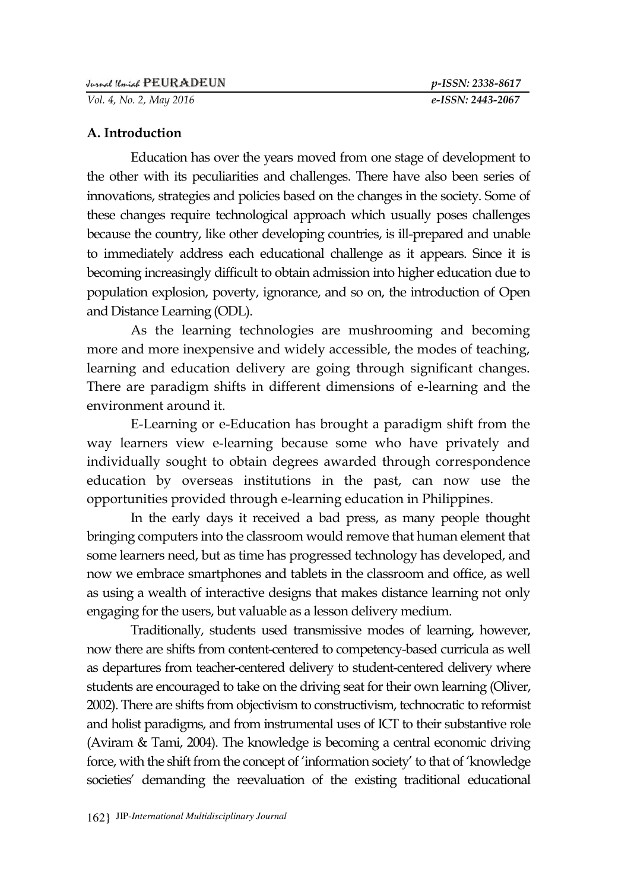## A. Introduction

Education has over the years moved from one stage of development to the other with its peculiarities and challenges. There have also been series of innovations, strategies and policies based on the changes in the society. Some of these changes require technological approach which usually poses challenges because the country, like other developing countries, is ill-prepared and unable to immediately address each educational challenge as it appears. Since it is becoming increasingly difficult to obtain admission into higher education due to population explosion, poverty, ignorance, and so on, the introduction of Open and Distance Learning (ODL).

As the learning technologies are mushrooming and becoming more and more inexpensive and widely accessible, the modes of teaching, learning and education delivery are going through significant changes. There are paradigm shifts in different dimensions of e-learning and the environment around it.

E-Learning or e-Education has brought a paradigm shift from the way learners view e-learning because some who have privately and individually sought to obtain degrees awarded through correspondence education by overseas institutions in the past, can now use the opportunities provided through e-learning education in Philippines.

In the early days it received a bad press, as many people thought bringing computers into the classroom would remove that human element that some learners need, but as time has progressed technology has developed, and now we embrace smartphones and tablets in the classroom and office, as well as using a wealth of interactive designs that makes distance learning not only engaging for the users, but valuable as a lesson delivery medium.

Traditionally, students used transmissive modes of learning, however, now there are shifts from content-centered to competency-based curricula as well as departures from teacher-centered delivery to student-centered delivery where students are encouraged to take on the driving seat for their own learning (Oliver, 2002). There are shifts from objectivism to constructivism, technocratic to reformist and holist paradigms, and from instrumental uses of ICT to their substantive role (Aviram & Tami, 2004). The knowledge is becoming a central economic driving force, with the shift from the concept of 'information society' to that of 'knowledge societies' demanding the reevaluation of the existing traditional educational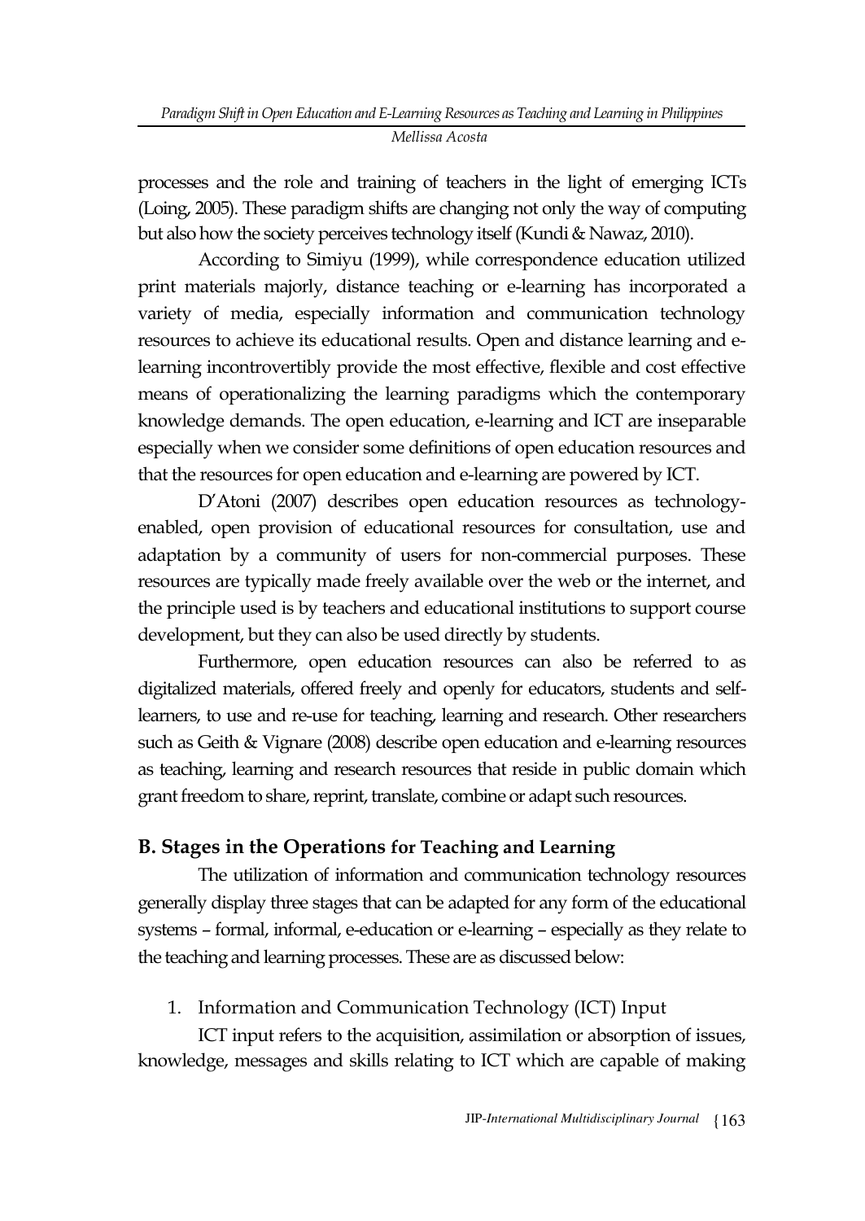processes and the role and training of teachers in the light of emerging ICTs (Loing, 2005). These paradigm shifts are changing not only the way of computing but also how the society perceives technology itself (Kundi & Nawaz, 2010).

According to Simiyu (1999), while correspondence education utilized print materials majorly, distance teaching or e-learning has incorporated a variety of media, especially information and communication technology resources to achieve its educational results. Open and distance learning and e-learning incontrovertibly provide the most effective, flexible and cost effective means of operationalizing the learning paradigms which the contemporary knowledge demands. The open education, e-learning and ICT are inseparable especially when we consider some definitions of open education resources and that the resources for open education and e-learning are powered by ICT.

D'Atoni (2007) describes open education resources as technology-enabled, open provision of educational resources for consultation, use and adaptation by a community of users for non-commercial purposes. These resources are typically made freely available over the web or the internet, and the principle used is by teachers and educational institutions to support course development, but they can also be used directly by students.

Furthermore, open education resources can also be referred to as digitalized materials, offered freely and openly for educators, students and self-learners, to use and re-use for teaching, learning and research. Other researchers such as Geith & Vignare (2008) describe open education and e-learning resources as teaching, learning and research resources that reside in public domain which grant freedom to share, reprint, translate, combine or adapt such resources.

## B. Stages in the Operations for Teaching and Learning

The utilization of information and communication technology resources generally display three stages that can be adapted for any form of the educational systems – formal, informal, e-education or e-learning – especially as they relate to the teaching and learning processes. These are as discussed below:

1. Information and Communication Technology (ICT) Input

ICT input refers to the acquisition, assimilation or absorption of issues, knowledge, messages and skills relating to ICT which are capable of making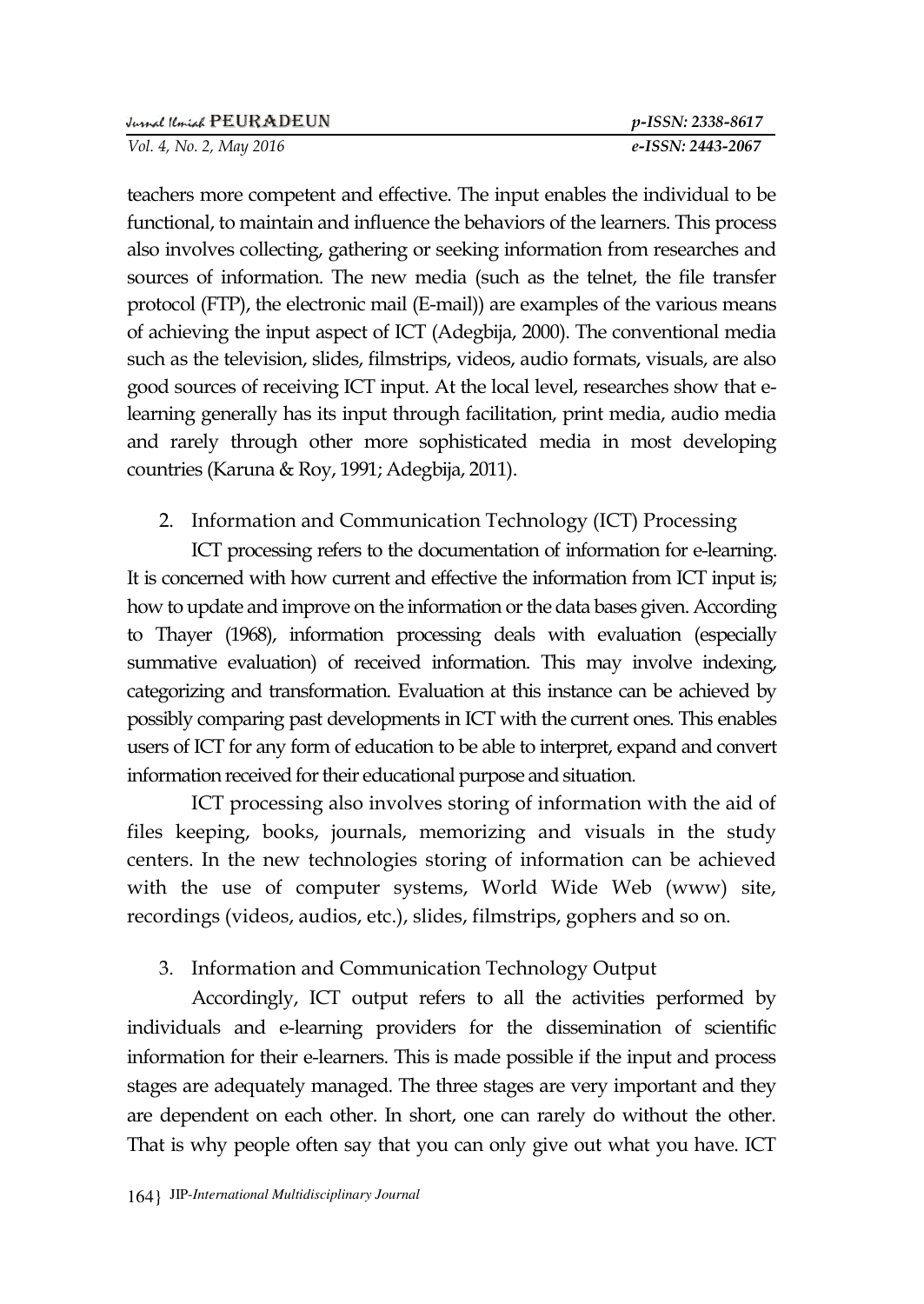teachers more competent and effective. The input enables the individual to be functional, to maintain and influence the behaviors of the learners. This process also involves collecting, gathering or seeking information from researches and sources of information. The new media (such as the telnet, the file transfer protocol (FTP), the electronic mail (E-mail)) are examples of the various means of achieving the input aspect of ICT (Adegbija, 2000). The conventional media such as the television, slides, filmstrips, videos, audio formats, visuals, are also good sources of receiving ICT input. At the local level, researches show that e-learning generally has its input through facilitation, print media, audio media and rarely through other more sophisticated media in most developing countries (Karuna & Roy, 1991; Adegbija, 2011).

2. Information and Communication Technology (ICT) Processing

ICT processing refers to the documentation of information for e-learning. It is concerned with how current and effective the information from ICT input is; how to update and improve on the information or the data bases given. According to Thayer (1968), information processing deals with evaluation (especially summative evaluation) of received information. This may involve indexing, categorizing and transformation. Evaluation at this instance can be achieved by possibly comparing past developments in ICT with the current ones. This enables users of ICT for any form of education to be able to interpret, expand and convert information received for their educational purpose and situation.

ICT processing also involves storing of information with the aid of files keeping, books, journals, memorizing and visuals in the study centers. In the new technologies storing of information can be achieved with the use of computer systems, World Wide Web (www) site, recordings (videos, audios, etc.), slides, filmstrips, gophers and so on.

3. Information and Communication Technology Output

Accordingly, ICT output refers to all the activities performed by individuals and e-learning providers for the dissemination of scientific information for their e-learners. This is made possible if the input and process stages are adequately managed. The three stages are very important and they are dependent on each other. In short, one can rarely do without the other. That is why people often say that you can only give out what you have. ICT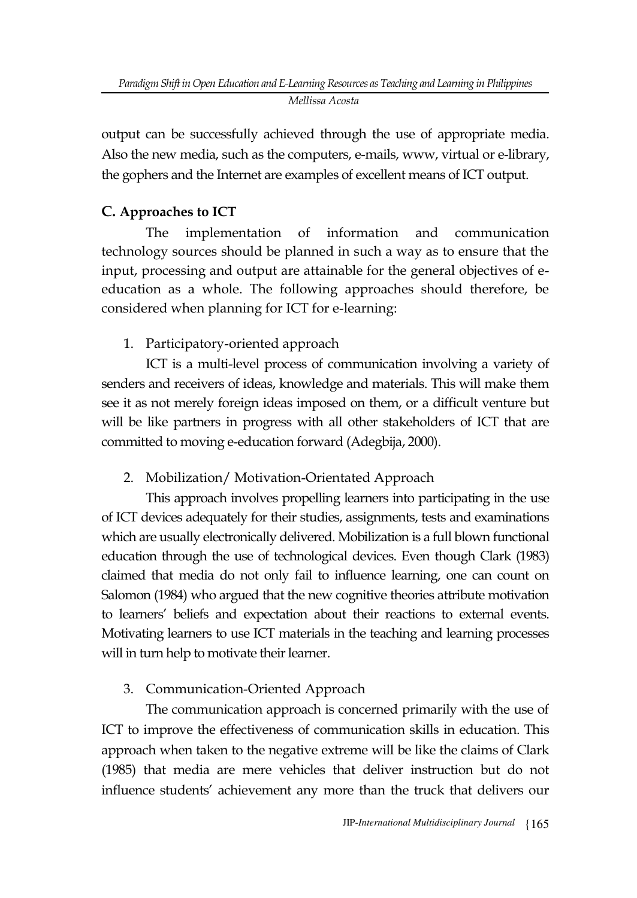output can be successfully achieved through the use of appropriate media. Also the new media, such as the computers, e-mails, www, virtual or e-library, the gophers and the Internet are examples of excellent means of ICT output.

### C. Approaches to ICT

The implementation of information and communication technology sources should be planned in such a way as to ensure that the input, processing and output are attainable for the general objectives of e-education as a whole. The following approaches should therefore, be considered when planning for ICT for e-learning:

1. Participatory-oriented approach

ICT is a multi-level process of communication involving a variety of senders and receivers of ideas, knowledge and materials. This will make them see it as not merely foreign ideas imposed on them, or a difficult venture but will be like partners in progress with all other stakeholders of ICT that are committed to moving e-education forward (Adegbija, 2000).

2. Mobilization/ Motivation-Orientated Approach

This approach involves propelling learners into participating in the use of ICT devices adequately for their studies, assignments, tests and examinations which are usually electronically delivered. Mobilization is a full blown functional education through the use of technological devices. Even though Clark (1983) claimed that media do not only fail to influence learning, one can count on Salomon (1984) who argued that the new cognitive theories attribute motivation to learners' beliefs and expectation about their reactions to external events. Motivating learners to use ICT materials in the teaching and learning processes will in turn help to motivate their learner.

3. Communication-Oriented Approach

The communication approach is concerned primarily with the use of ICT to improve the effectiveness of communication skills in education. This approach when taken to the negative extreme will be like the claims of Clark (1985) that media are mere vehicles that deliver instruction but do not influence students' achievement any more than the truck that delivers our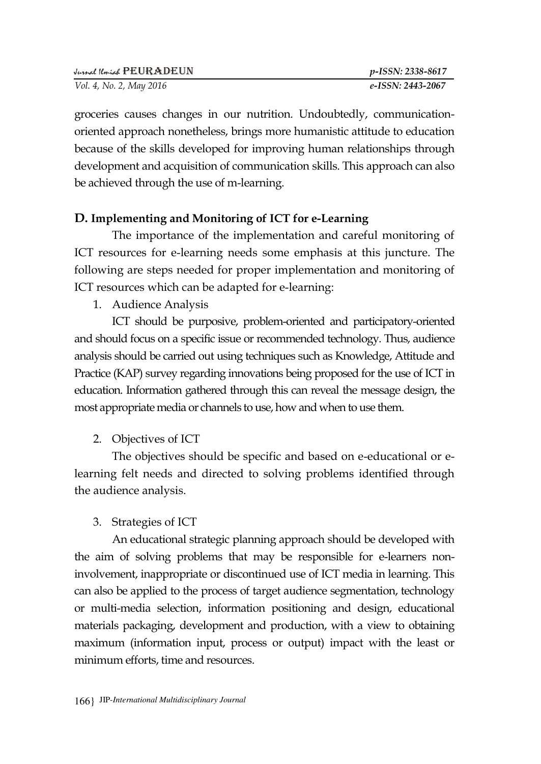groceries causes changes in our nutrition. Undoubtedly, communication-oriented approach nonetheless, brings more humanistic attitude to education because of the skills developed for improving human relationships through development and acquisition of communication skills. This approach can also be achieved through the use of m-learning.

## D. Implementing and Monitoring of ICT for e-Learning

The importance of the implementation and careful monitoring of ICT resources for e-learning needs some emphasis at this juncture. The following are steps needed for proper implementation and monitoring of ICT resources which can be adapted for e-learning:

1. Audience Analysis

ICT should be purposive, problem-oriented and participatory-oriented and should focus on a specific issue or recommended technology. Thus, audience analysis should be carried out using techniques such as Knowledge, Attitude and Practice (KAP) survey regarding innovations being proposed for the use of ICT in education. Information gathered through this can reveal the message design, the most appropriate media or channels to use, how and when to use them.

2. Objectives of ICT

The objectives should be specific and based on e-educational or e-learning felt needs and directed to solving problems identified through the audience analysis.

3. Strategies of ICT

An educational strategic planning approach should be developed with the aim of solving problems that may be responsible for e-learners non-involvement, inappropriate or discontinued use of ICT media in learning. This can also be applied to the process of target audience segmentation, technology or multi-media selection, information positioning and design, educational materials packaging, development and production, with a view to obtaining maximum (information input, process or output) impact with the least or minimum efforts, time and resources.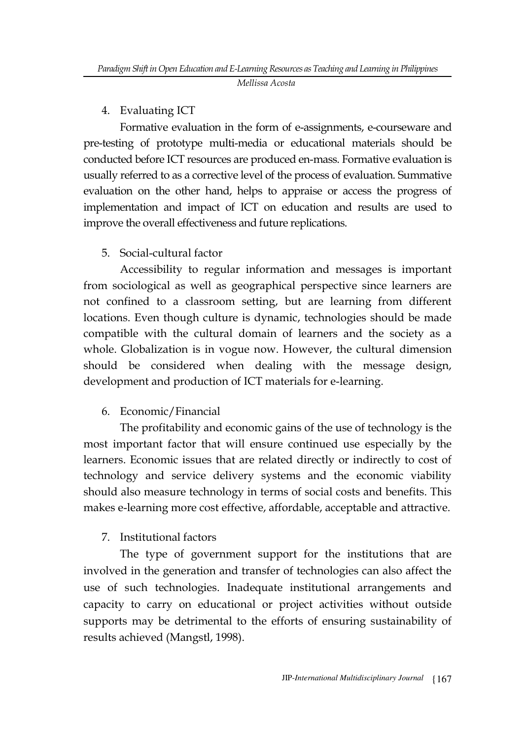4. Evaluating ICT

Formative evaluation in the form of e-assignments, e-courseware and pre-testing of prototype multi-media or educational materials should be conducted before ICT resources are produced en-mass. Formative evaluation is usually referred to as a corrective level of the process of evaluation. Summative evaluation on the other hand, helps to appraise or access the progress of implementation and impact of ICT on education and results are used to improve the overall effectiveness and future replications.

5. Social-cultural factor

Accessibility to regular information and messages is important from sociological as well as geographical perspective since learners are not confined to a classroom setting, but are learning from different locations. Even though culture is dynamic, technologies should be made compatible with the cultural domain of learners and the society as a whole. Globalization is in vogue now. However, the cultural dimension should be considered when dealing with the message design, development and production of ICT materials for e-learning.

6. Economic/Financial

The profitability and economic gains of the use of technology is the most important factor that will ensure continued use especially by the learners. Economic issues that are related directly or indirectly to cost of technology and service delivery systems and the economic viability should also measure technology in terms of social costs and benefits. This makes e-learning more cost effective, affordable, acceptable and attractive.

7. Institutional factors

The type of government support for the institutions that are involved in the generation and transfer of technologies can also affect the use of such technologies. Inadequate institutional arrangements and capacity to carry on educational or project activities without outside supports may be detrimental to the efforts of ensuring sustainability of results achieved (Mangstl, 1998).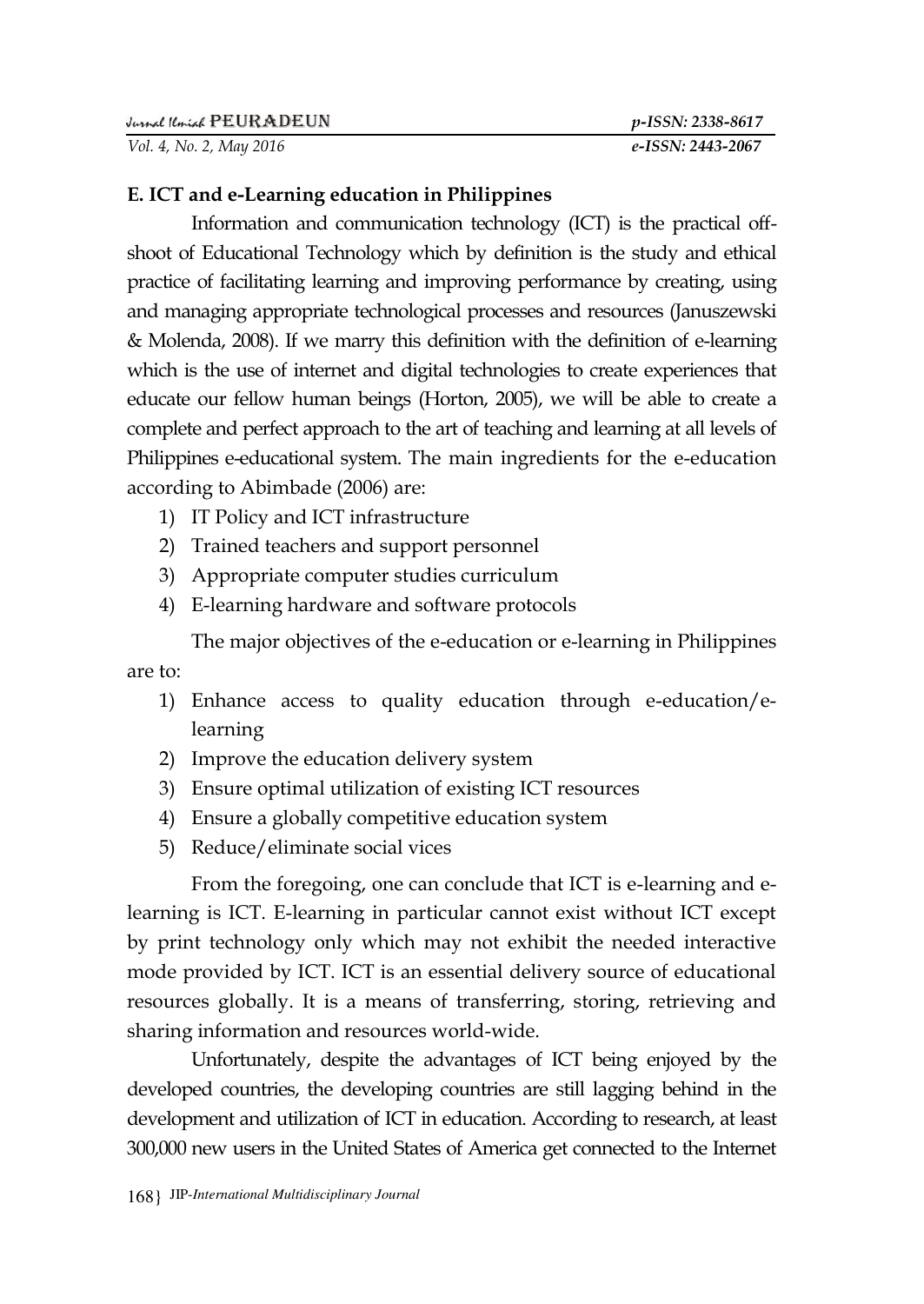**E. ICT and e-Learning education in Philippines**

Information and communication technology (ICT) is the practical offshoot of Educational Technology which by definition is the study and ethical practice of facilitating learning and improving performance by creating, using and managing appropriate technological processes and resources (Januszewski & Molenda, 2008). If we marry this definition with the definition of e-learning which is the use of internet and digital technologies to create experiences that educate our fellow human beings (Horton, 2005), we will be able to create a complete and perfect approach to the art of teaching and learning at all levels of Philippines e-educational system. The main ingredients for the e-education according to Abimbade (2006) are:

1) IT Policy and ICT infrastructure
2) Trained teachers and support personnel
3) Appropriate computer studies curriculum
4) E-learning hardware and software protocols

The major objectives of the e-education or e-learning in Philippines are to:

1) Enhance access to quality education through e-education/e-learning
2) Improve the education delivery system
3) Ensure optimal utilization of existing ICT resources
4) Ensure a globally competitive education system
5) Reduce/eliminate social vices

From the foregoing, one can conclude that ICT is e-learning and e-learning is ICT. E-learning in particular cannot exist without ICT except by print technology only which may not exhibit the needed interactive mode provided by ICT. ICT is an essential delivery source of educational resources globally. It is a means of transferring, storing, retrieving and sharing information and resources world-wide.

Unfortunately, despite the advantages of ICT being enjoyed by the developed countries, the developing countries are still lagging behind in the development and utilization of ICT in education. According to research, at least 300,000 new users in the United States of America get connected to the Internet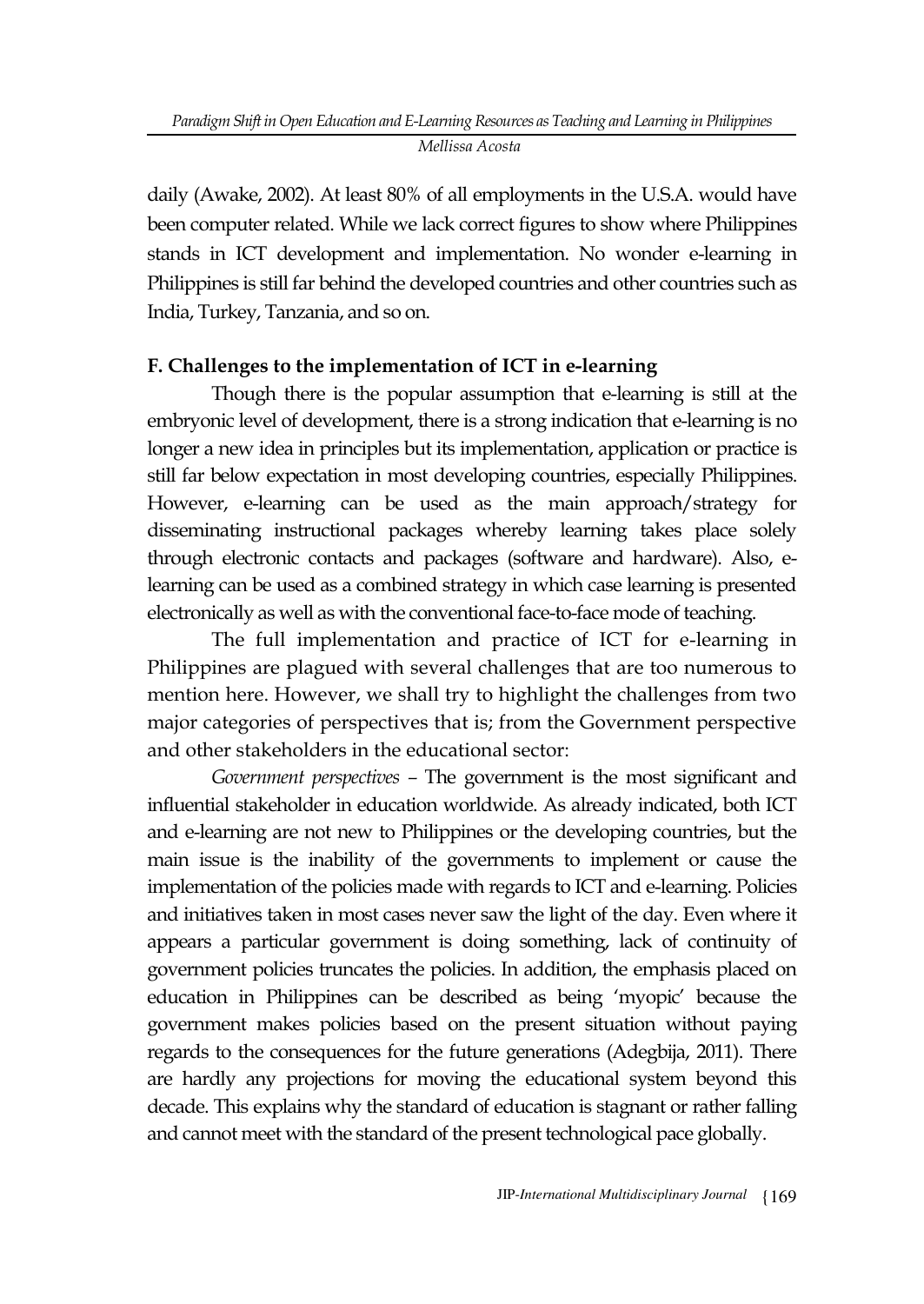daily (Awake, 2002). At least 80% of all employments in the U.S.A. would have been computer related. While we lack correct figures to show where Philippines stands in ICT development and implementation. No wonder e-learning in Philippines is still far behind the developed countries and other countries such as India, Turkey, Tanzania, and so on.

### F. Challenges to the implementation of ICT in e-learning

Though there is the popular assumption that e-learning is still at the embryonic level of development, there is a strong indication that e-learning is no longer a new idea in principles but its implementation, application or practice is still far below expectation in most developing countries, especially Philippines. However, e-learning can be used as the main approach/strategy for disseminating instructional packages whereby learning takes place solely through electronic contacts and packages (software and hardware). Also, e-learning can be used as a combined strategy in which case learning is presented electronically as well as with the conventional face-to-face mode of teaching.

The full implementation and practice of ICT for e-learning in Philippines are plagued with several challenges that are too numerous to mention here. However, we shall try to highlight the challenges from two major categories of perspectives that is; from the Government perspective and other stakeholders in the educational sector:

*Government perspectives* – The government is the most significant and influential stakeholder in education worldwide. As already indicated, both ICT and e-learning are not new to Philippines or the developing countries, but the main issue is the inability of the governments to implement or cause the implementation of the policies made with regards to ICT and e-learning. Policies and initiatives taken in most cases never saw the light of the day. Even where it appears a particular government is doing something, lack of continuity of government policies truncates the policies. In addition, the emphasis placed on education in Philippines can be described as being 'myopic' because the government makes policies based on the present situation without paying regards to the consequences for the future generations (Adegbija, 2011). There are hardly any projections for moving the educational system beyond this decade. This explains why the standard of education is stagnant or rather falling and cannot meet with the standard of the present technological pace globally.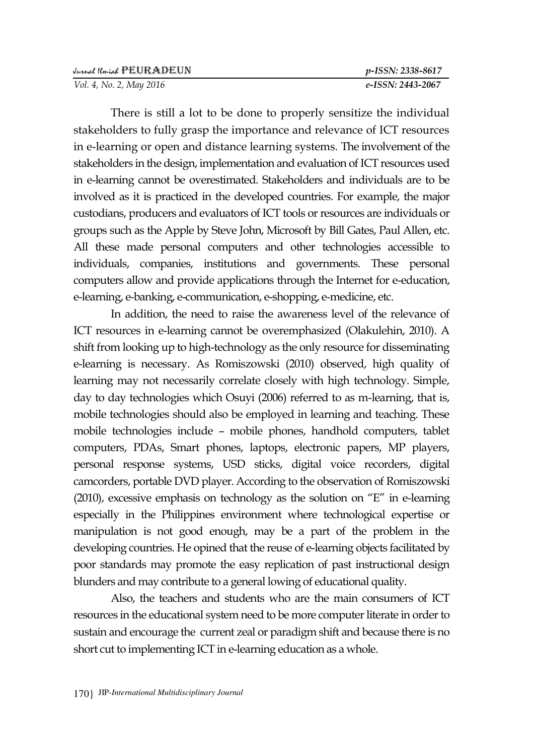There is still a lot to be done to properly sensitize the individual stakeholders to fully grasp the importance and relevance of ICT resources in e-learning or open and distance learning systems. The involvement of the stakeholders in the design, implementation and evaluation of ICT resources used in e-learning cannot be overestimated. Stakeholders and individuals are to be involved as it is practiced in the developed countries. For example, the major custodians, producers and evaluators of ICT tools or resources are individuals or groups such as the Apple by Steve John, Microsoft by Bill Gates, Paul Allen, etc. All these made personal computers and other technologies accessible to individuals, companies, institutions and governments. These personal computers allow and provide applications through the Internet for e-education, e-learning, e-banking, e-communication, e-shopping, e-medicine, etc.

In addition, the need to raise the awareness level of the relevance of ICT resources in e-learning cannot be overemphasized (Olakulehin, 2010). A shift from looking up to high-technology as the only resource for disseminating e-learning is necessary. As Romiszowski (2010) observed, high quality of learning may not necessarily correlate closely with high technology. Simple, day to day technologies which Osuyi (2006) referred to as m-learning, that is, mobile technologies should also be employed in learning and teaching. These mobile technologies include – mobile phones, handhold computers, tablet computers, PDAs, Smart phones, laptops, electronic papers, MP players, personal response systems, USD sticks, digital voice recorders, digital camcorders, portable DVD player. According to the observation of Romiszowski (2010), excessive emphasis on technology as the solution on "E" in e-learning especially in the Philippines environment where technological expertise or manipulation is not good enough, may be a part of the problem in the developing countries. He opined that the reuse of e-learning objects facilitated by poor standards may promote the easy replication of past instructional design blunders and may contribute to a general lowing of educational quality.

Also, the teachers and students who are the main consumers of ICT resources in the educational system need to be more computer literate in order to sustain and encourage the current zeal or paradigm shift and because there is no short cut to implementing ICT in e-learning education as a whole.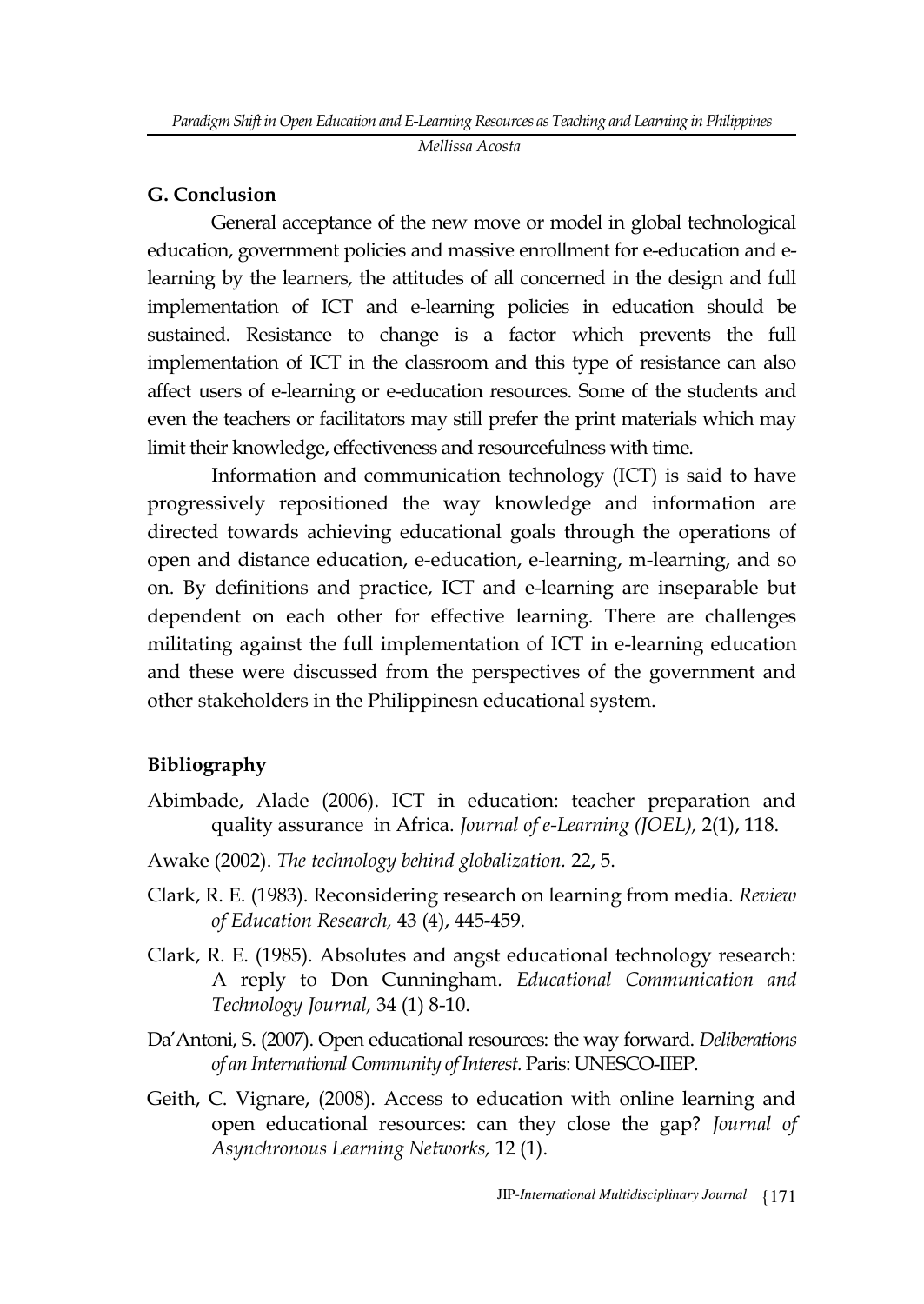## G. Conclusion

General acceptance of the new move or model in global technological education, government policies and massive enrollment for e-education and e-learning by the learners, the attitudes of all concerned in the design and full implementation of ICT and e-learning policies in education should be sustained. Resistance to change is a factor which prevents the full implementation of ICT in the classroom and this type of resistance can also affect users of e-learning or e-education resources. Some of the students and even the teachers or facilitators may still prefer the print materials which may limit their knowledge, effectiveness and resourcefulness with time.

Information and communication technology (ICT) is said to have progressively repositioned the way knowledge and information are directed towards achieving educational goals through the operations of open and distance education, e-education, e-learning, m-learning, and so on. By definitions and practice, ICT and e-learning are inseparable but dependent on each other for effective learning. There are challenges militating against the full implementation of ICT in e-learning education and these were discussed from the perspectives of the government and other stakeholders in the Philippinesn educational system.

## Bibliography

Abimbade, Alade (2006). ICT in education: teacher preparation and quality assurance in Africa. *Journal of e-Learning (JOEL),* 2(1), 118.

Awake (2002). *The technology behind globalization.* 22, 5.

Clark, R. E. (1983). Reconsidering research on learning from media. *Review of Education Research,* 43 (4), 445-459.

Clark, R. E. (1985). Absolutes and angst educational technology research: A reply to Don Cunningham. *Educational Communication and Technology Journal,* 34 (1) 8-10.

Da'Antoni, S. (2007). Open educational resources: the way forward. *Deliberations of an International Community of Interest.* Paris: UNESCO-IIEP.

Geith, C. Vignare, (2008). Access to education with online learning and open educational resources: can they close the gap? *Journal of Asynchronous Learning Networks,* 12 (1).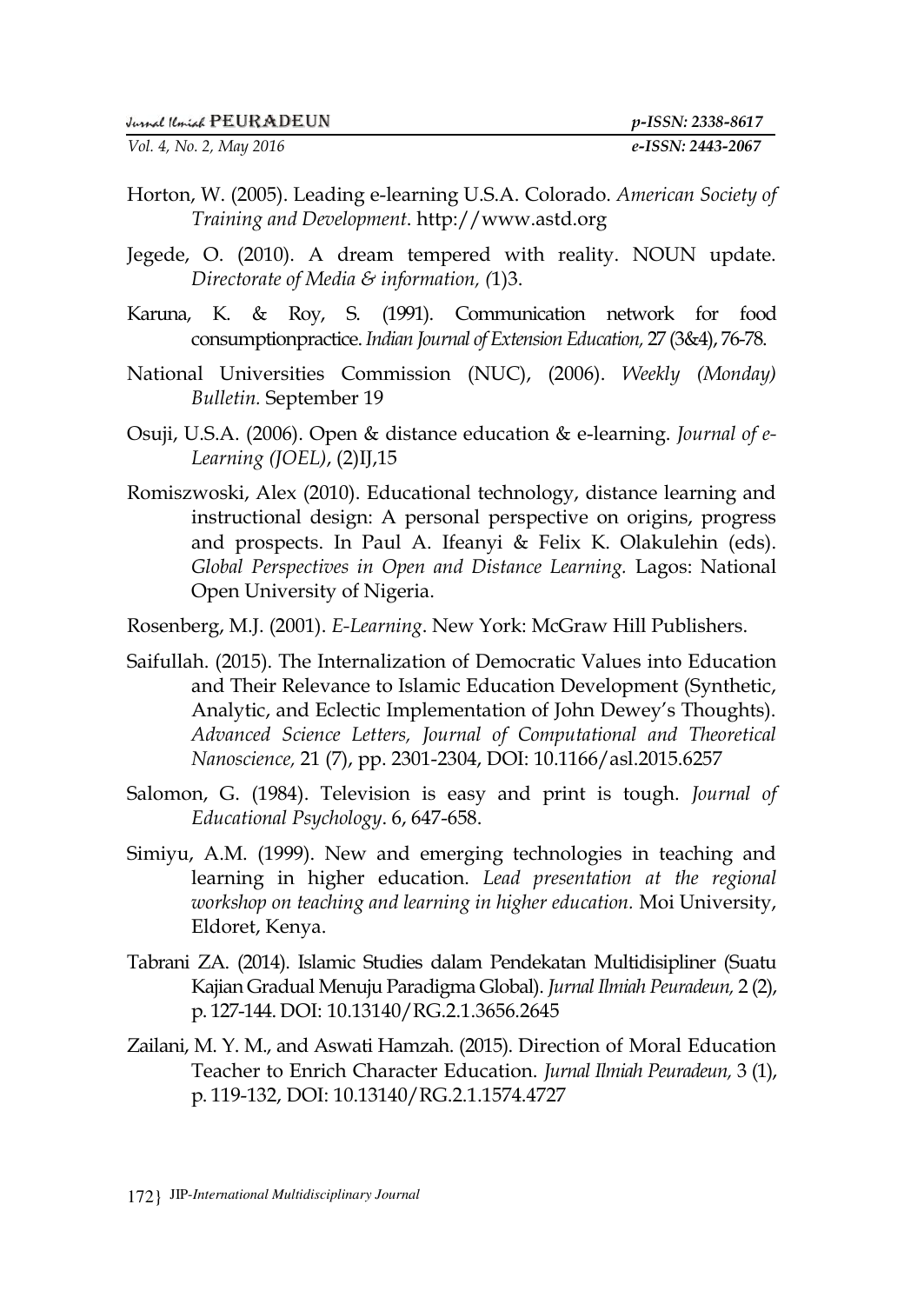Horton, W. (2005). Leading e-learning U.S.A. Colorado. *American Society of Training and Development*. http://www.astd.org

Jegede, O. (2010). A dream tempered with reality. NOUN update. *Directorate of Media & information, (*1)3.

Karuna, K. & Roy, S. (1991). Communication network for food consumptionpractice. *Indian Journal of Extension Education,* 27 (3&4), 76-78.

National Universities Commission (NUC), (2006). *Weekly (Monday) Bulletin.* September 19

Osuji, U.S.A. (2006). Open & distance education & e-learning. *Journal of e-Learning (JOEL)*, (2)IJ,15

Romiszwoski, Alex (2010). Educational technology, distance learning and instructional design: A personal perspective on origins, progress and prospects. In Paul A. Ifeanyi & Felix K. Olakulehin (eds). *Global Perspectives in Open and Distance Learning.* Lagos: National Open University of Nigeria.

Rosenberg, M.J. (2001). *E-Learning*. New York: McGraw Hill Publishers.

Saifullah. (2015). The Internalization of Democratic Values into Education and Their Relevance to Islamic Education Development (Synthetic, Analytic, and Eclectic Implementation of John Dewey's Thoughts). *Advanced Science Letters, Journal of Computational and Theoretical Nanoscience,* 21 (7), pp. 2301-2304, DOI: 10.1166/asl.2015.6257

Salomon, G. (1984). Television is easy and print is tough. *Journal of Educational Psychology*. 6, 647-658.

Simiyu, A.M. (1999). New and emerging technologies in teaching and learning in higher education. *Lead presentation at the regional workshop on teaching and learning in higher education.* Moi University, Eldoret, Kenya.

Tabrani ZA. (2014). Islamic Studies dalam Pendekatan Multidisipliner (Suatu Kajian Gradual Menuju Paradigma Global). *Jurnal Ilmiah Peuradeun,* 2 (2), p. 127-144. DOI: 10.13140/RG.2.1.3656.2645

Zailani, M. Y. M., and Aswati Hamzah. (2015). Direction of Moral Education Teacher to Enrich Character Education. *Jurnal Ilmiah Peuradeun,* 3 (1), p. 119-132, DOI: 10.13140/RG.2.1.1574.4727